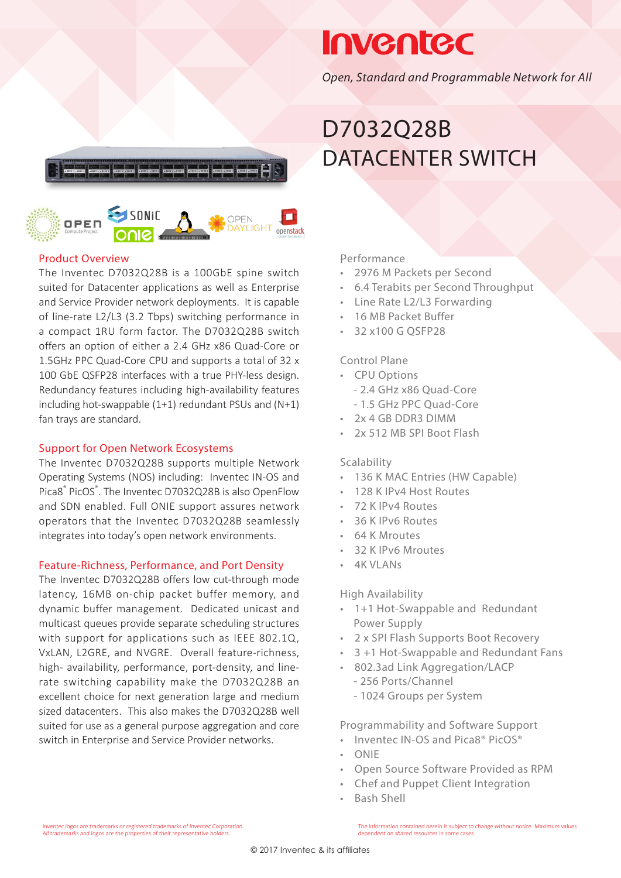Inventec

*Open, Standard and Programmable Network for All*

# D7032Q28B DATACENTER SWITCH

## Product Overview

The Inventec D7032Q28B is a 100GbE spine switch suited for Datacenter applications as well as Enterprise and Service Provider network deployments. It is capable of line-rate L2/L3 (3.2 Tbps) switching performance in a compact 1RU form factor. The D7032Q28B switch offers an option of either a 2.4 GHz x86 Quad-Core or 1.5GHz PPC Quad-Core CPU and supports a total of 32 x 100 GbE QSFP28 interfaces with a true PHY-less design. Redundancy features including high-availability features including hot-swappable (1+1) redundant PSUs and (N+1) fan trays are standard.

## Support for Open Network Ecosystems

The Inventec D7032Q28B supports multiple Network Operating Systems (NOS) including: Inventec IN-OS and Pica8® PicOS®. The Inventec D7032Q28B is also OpenFlow and SDN enabled. Full ONIE support assures network operators that the Inventec D7032Q28B seamlessly integrates into today's open network environments.

## Feature-Richness, Performance, and Port Density

The Inventec D7032Q28B offers low cut-through mode latency, 16MB on-chip packet buffer memory, and dynamic buffer management. Dedicated unicast and multicast queues provide separate scheduling structures with support for applications such as IEEE 802.1Q, VxLAN, L2GRE, and NVGRE. Overall feature-richness, high- availability, performance, port-density, and line-rate switching capability make the D7032Q28B an excellent choice for next generation large and medium sized datacenters. This also makes the D7032Q28B well suited for use as a general purpose aggregation and core switch in Enterprise and Service Provider networks.

## Performance

- 2976 M Packets per Second
- 6.4 Terabits per Second Throughput
- Line Rate L2/L3 Forwarding
- 16 MB Packet Buffer
- 32 x100 G QSFP28

## Control Plane

- CPU Options
  - 2.4 GHz x86 Quad-Core
  - 1.5 GHz PPC Quad-Core
- 2x 4 GB DDR3 DIMM
- 2x 512 MB SPI Boot Flash

## Scalability

- 136 K MAC Entries (HW Capable)
- 128 K IPv4 Host Routes
- 72 K IPv4 Routes
- 36 K IPv6 Routes
- 64 K Mroutes
- 32 K IPv6 Mroutes
- 4K VLANs

## High Availability

- 1+1 Hot-Swappable and Redundant Power Supply
- 2 x SPI Flash Supports Boot Recovery
- 3 +1 Hot-Swappable and Redundant Fans
- 802.3ad Link Aggregation/LACP
  - 256 Ports/Channel
  - 1024 Groups per System

## Programmability and Software Support

- Inventec IN-OS and Pica8® PicOS®
- ONIE
- Open Source Software Provided as RPM
- Chef and Puppet Client Integration
- Bash Shell

*Inventec logos are trademarks or registered trademarks of Inventec Corporation. All trademarks and logos are the properties of their representative holders.*

*The information contained herein is subject to change without notice. Maximum values dependent on shared resources in some cases.*

© 2017 Inventec & its affiliates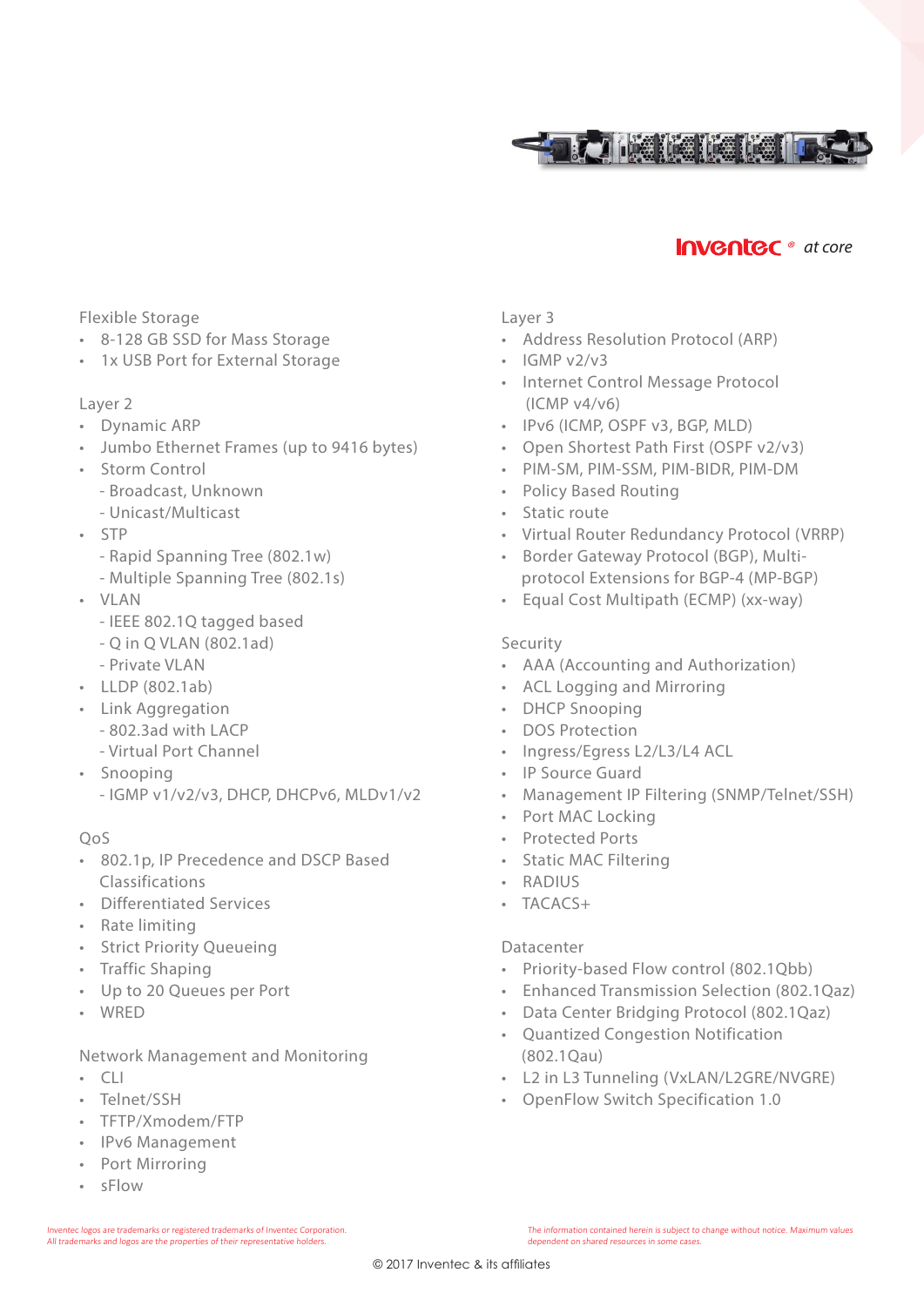## Flexible Storage

- 8-128 GB SSD for Mass Storage
- 1x USB Port for External Storage

## Layer 2

- Dynamic ARP
- Jumbo Ethernet Frames (up to 9416 bytes)
- Storm Control
  - Broadcast, Unknown
  - Unicast/Multicast
- STP
  - Rapid Spanning Tree (802.1w)
  - Multiple Spanning Tree (802.1s)
- VLAN
  - IEEE 802.1Q tagged based
  - Q in Q VLAN (802.1ad)
  - Private VLAN
- LLDP (802.1ab)
- Link Aggregation
  - 802.3ad with LACP
  - Virtual Port Channel
- Snooping
  - IGMP v1/v2/v3, DHCP, DHCPv6, MLDv1/v2

## QoS

- 802.1p, IP Precedence and DSCP Based Classifications
- Differentiated Services
- Rate limiting
- Strict Priority Queueing
- Traffic Shaping
- Up to 20 Queues per Port
- WRED

## Network Management and Monitoring

- CLI
- Telnet/SSH
- TFTP/Xmodem/FTP
- IPv6 Management
- Port Mirroring
- sFlow

## Layer 3

- Address Resolution Protocol (ARP)
- IGMP v2/v3
- Internet Control Message Protocol (ICMP v4/v6)
- IPv6 (ICMP, OSPF v3, BGP, MLD)
- Open Shortest Path First (OSPF v2/v3)
- PIM-SM, PIM-SSM, PIM-BIDR, PIM-DM
- Policy Based Routing
- Static route
- Virtual Router Redundancy Protocol (VRRP)
- Border Gateway Protocol (BGP), Multi-protocol Extensions for BGP-4 (MP-BGP)
- Equal Cost Multipath (ECMP) (xx-way)

## Security

- AAA (Accounting and Authorization)
- ACL Logging and Mirroring
- DHCP Snooping
- DOS Protection
- Ingress/Egress L2/L3/L4 ACL
- IP Source Guard
- Management IP Filtering (SNMP/Telnet/SSH)
- Port MAC Locking
- Protected Ports
- Static MAC Filtering
- RADIUS
- TACACS+

## Datacenter

- Priority-based Flow control (802.1Qbb)
- Enhanced Transmission Selection (802.1Qaz)
- Data Center Bridging Protocol (802.1Qaz)
- Quantized Congestion Notification (802.1Qau)
- L2 in L3 Tunneling (VxLAN/L2GRE/NVGRE)
- OpenFlow Switch Specification 1.0

Inventec logos are trademarks or registered trademarks of Inventec Corporation. All trademarks and logos are the properties of their representative holders.

The information contained herein is subject to change without notice. Maximum values dependent on shared resources in some cases.

© 2017 Inventec & its affiliates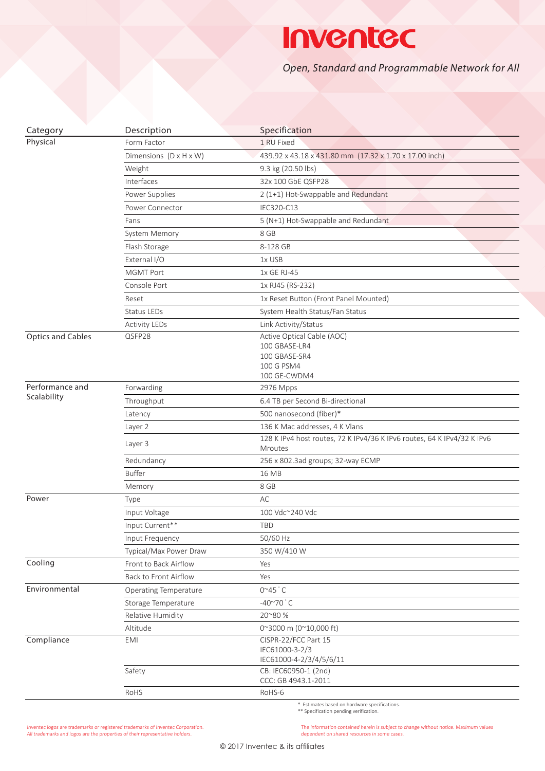# Inventec

*Open, Standard and Programmable Network for All*

| Category | Description | Specification |
|---|---|---|
| Physical | Form Factor | 1 RU Fixed |
| | Dimensions (D x H x W) | 439.92 x 43.18 x 431.80 mm (17.32 x 1.70 x 17.00 inch) |
| | Weight | 9.3 kg (20.50 lbs) |
| | Interfaces | 32x 100 GbE QSFP28 |
| | Power Supplies | 2 (1+1) Hot-Swappable and Redundant |
| | Power Connector | IEC320-C13 |
| | Fans | 5 (N+1) Hot-Swappable and Redundant |
| | System Memory | 8 GB |
| | Flash Storage | 8-128 GB |
| | External I/O | 1x USB |
| | MGMT Port | 1x GE RJ-45 |
| | Console Port | 1x RJ45 (RS-232) |
| | Reset | 1x Reset Button (Front Panel Mounted) |
| | Status LEDs | System Health Status/Fan Status |
| | Activity LEDs | Link Activity/Status |
| Optics and Cables | QSFP28 | Active Optical Cable (AOC)<br>100 GBASE-LR4<br>100 GBASE-SR4<br>100 G PSM4<br>100 GE-CWDM4 |
| Performance and Scalability | Forwarding | 2976 Mpps |
| | Throughput | 6.4 TB per Second Bi-directional |
| | Latency | 500 nanosecond (fiber)* |
| | Layer 2 | 136 K Mac addresses, 4 K Vlans |
| | Layer 3 | 128 K IPv4 host routes, 72 K IPv4/36 K IPv6 routes, 64 K IPv4/32 K IPv6 Mroutes |
| | Redundancy | 256 x 802.3ad groups; 32-way ECMP |
| | Buffer | 16 MB |
| | Memory | 8 GB |
| Power | Type | AC |
| | Input Voltage | 100 Vdc~240 Vdc |
| | Input Current** | TBD |
| | Input Frequency | 50/60 Hz |
| | Typical/Max Power Draw | 350 W/410 W |
| Cooling | Front to Back Airflow | Yes |
| | Back to Front Airflow | Yes |
| Environmental | Operating Temperature | 0~45 °C |
| | Storage Temperature | -40~70 °C |
| | Relative Humidity | 20~80 % |
| | Altitude | 0~3000 m (0~10,000 ft) |
| Compliance | EMI | CISPR-22/FCC Part 15<br>IEC61000-3-2/3<br>IEC61000-4-2/3/4/5/6/11 |
| | Safety | CB: IEC60950-1 (2nd)<br>CCC: GB 4943.1-2011 |
| | RoHS | RoHS-6 |

\* Estimates based on hardware specifications.
** Specification pending verification.

*Inventec logos are trademarks or registered trademarks of Inventec Corporation. All trademarks and logos are the properties of their representative holders.*

The information contained herein is subject to change without notice. Maximum values dependent on shared resources in some cases.

© 2017 Inventec & its affiliates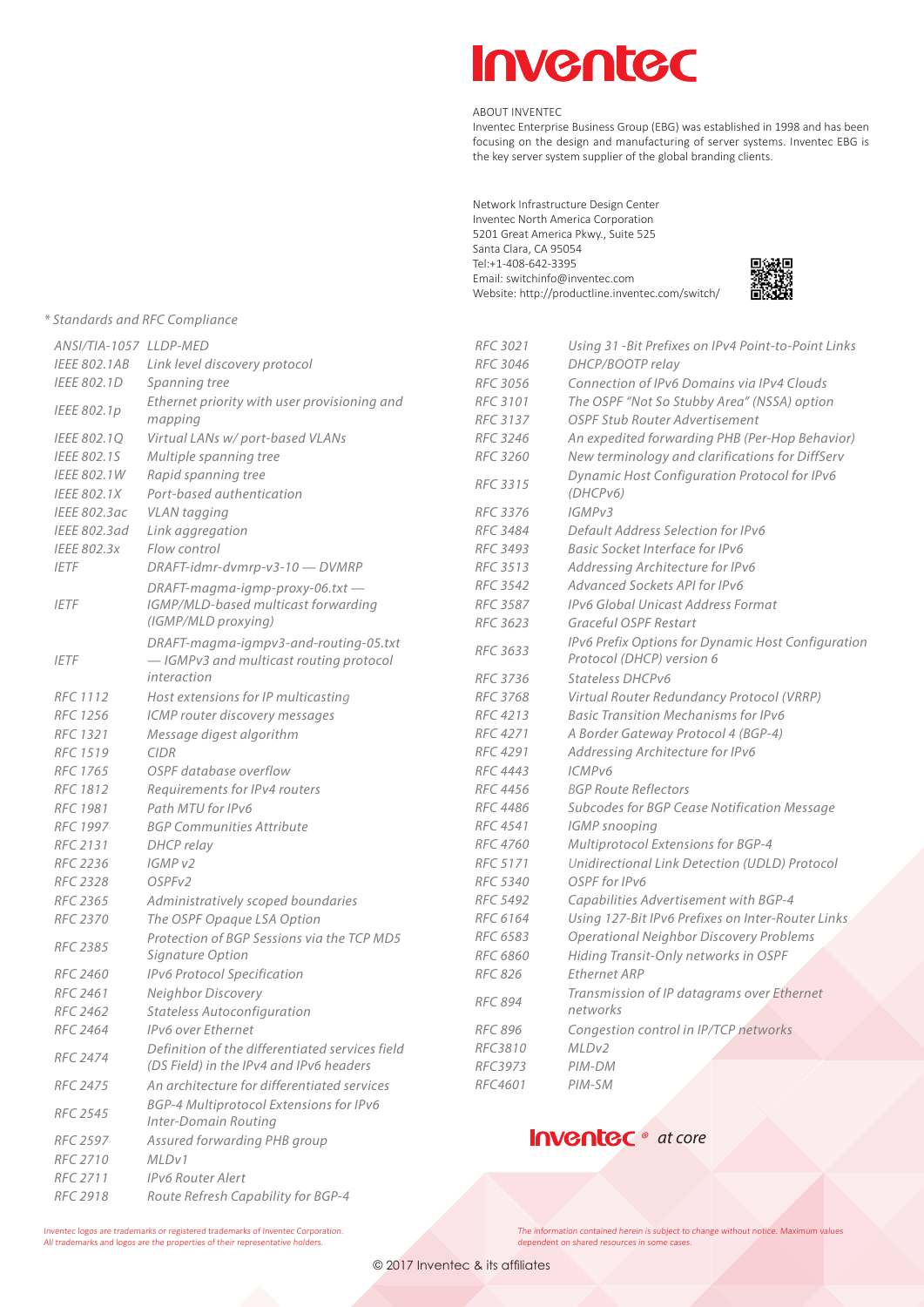# Inventec

ABOUT INVENTEC

Inventec Enterprise Business Group (EBG) was established in 1998 and has been focusing on the design and manufacturing of server systems. Inventec EBG is the key server system supplier of the global branding clients.

Network Infrastructure Design Center
Inventec North America Corporation
5201 Great America Pkwy., Suite 525
Santa Clara, CA 95054
Tel:+1-408-642-3395
Email: switchinfo@inventec.com
Website: http://productline.inventec.com/switch/

*\* Standards and RFC Compliance*

| | |
|---|---|
| ANSI/TIA-1057 | LLDP-MED |
| IEEE 802.1AB | Link level discovery protocol |
| IEEE 802.1D | Spanning tree |
| IEEE 802.1p | Ethernet priority with user provisioning and mapping |
| IEEE 802.1Q | Virtual LANs w/ port-based VLANs |
| IEEE 802.1S | Multiple spanning tree |
| IEEE 802.1W | Rapid spanning tree |
| IEEE 802.1X | Port-based authentication |
| IEEE 802.3ac | VLAN tagging |
| IEEE 802.3ad | Link aggregation |
| IEEE 802.3x | Flow control |
| IETF | DRAFT-idmr-dvmrp-v3-10 — DVMRP |
| IETF | DRAFT-magma-igmp-proxy-06.txt — IGMP/MLD-based multicast forwarding (IGMP/MLD proxying) |
| IETF | DRAFT-magma-igmpv3-and-routing-05.txt — IGMPv3 and multicast routing protocol interaction |
| RFC 1112 | Host extensions for IP multicasting |
| RFC 1256 | ICMP router discovery messages |
| RFC 1321 | Message digest algorithm |
| RFC 1519 | CIDR |
| RFC 1765 | OSPF database overflow |
| RFC 1812 | Requirements for IPv4 routers |
| RFC 1981 | Path MTU for IPv6 |
| RFC 1997 | BGP Communities Attribute |
| RFC 2131 | DHCP relay |
| RFC 2236 | IGMP v2 |
| RFC 2328 | OSPFv2 |
| RFC 2365 | Administratively scoped boundaries |
| RFC 2370 | The OSPF Opaque LSA Option |
| RFC 2385 | Protection of BGP Sessions via the TCP MD5 Signature Option |
| RFC 2460 | IPv6 Protocol Specification |
| RFC 2461 | Neighbor Discovery |
| RFC 2462 | Stateless Autoconfiguration |
| RFC 2464 | IPv6 over Ethernet |
| RFC 2474 | Definition of the differentiated services field (DS Field) in the IPv4 and IPv6 headers |
| RFC 2475 | An architecture for differentiated services |
| RFC 2545 | BGP-4 Multiprotocol Extensions for IPv6 Inter-Domain Routing |
| RFC 2597 | Assured forwarding PHB group |
| RFC 2710 | MLDv1 |
| RFC 2711 | IPv6 Router Alert |
| RFC 2918 | Route Refresh Capability for BGP-4 |
| RFC 3021 | Using 31 -Bit Prefixes on IPv4 Point-to-Point Links |
| RFC 3046 | DHCP/BOOTP relay |
| RFC 3056 | Connection of IPv6 Domains via IPv4 Clouds |
| RFC 3101 | The OSPF "Not So Stubby Area" (NSSA) option |
| RFC 3137 | OSPF Stub Router Advertisement |
| RFC 3246 | An expedited forwarding PHB (Per-Hop Behavior) |
| RFC 3260 | New terminology and clarifications for DiffServ |
| RFC 3315 | Dynamic Host Configuration Protocol for IPv6 (DHCPv6) |
| RFC 3376 | IGMPv3 |
| RFC 3484 | Default Address Selection for IPv6 |
| RFC 3493 | Basic Socket Interface for IPv6 |
| RFC 3513 | Addressing Architecture for IPv6 |
| RFC 3542 | Advanced Sockets API for IPv6 |
| RFC 3587 | IPv6 Global Unicast Address Format |
| RFC 3623 | Graceful OSPF Restart |
| RFC 3633 | IPv6 Prefix Options for Dynamic Host Configuration Protocol (DHCP) version 6 |
| RFC 3736 | Stateless DHCPv6 |
| RFC 3768 | Virtual Router Redundancy Protocol (VRRP) |
| RFC 4213 | Basic Transition Mechanisms for IPv6 |
| RFC 4271 | A Border Gateway Protocol 4 (BGP-4) |
| RFC 4291 | Addressing Architecture for IPv6 |
| RFC 4443 | ICMPv6 |
| RFC 4456 | BGP Route Reflectors |
| RFC 4486 | Subcodes for BGP Cease Notification Message |
| RFC 4541 | IGMP snooping |
| RFC 4760 | Multiprotocol Extensions for BGP-4 |
| RFC 5171 | Unidirectional Link Detection (UDLD) Protocol |
| RFC 5340 | OSPF for IPv6 |
| RFC 5492 | Capabilities Advertisement with BGP-4 |
| RFC 6164 | Using 127-Bit IPv6 Prefixes on Inter-Router Links |
| RFC 6583 | Operational Neighbor Discovery Problems |
| RFC 6860 | Hiding Transit-Only networks in OSPF |
| RFC 826 | Ethernet ARP |
| RFC 894 | Transmission of IP datagrams over Ethernet networks |
| RFC 896 | Congestion control in IP/TCP networks |
| RFC3810 | MLDv2 |
| RFC3973 | PIM-DM |
| RFC4601 | PIM-SM |

**Inventec**® *at core*

Inventec logos are trademarks or registered trademarks of Inventec Corporation.
All trademarks and logos are the properties of their representative holders.

The information contained herein is subject to change without notice. Maximum values dependent on shared resources in some cases.

© 2017 Inventec & its affiliates